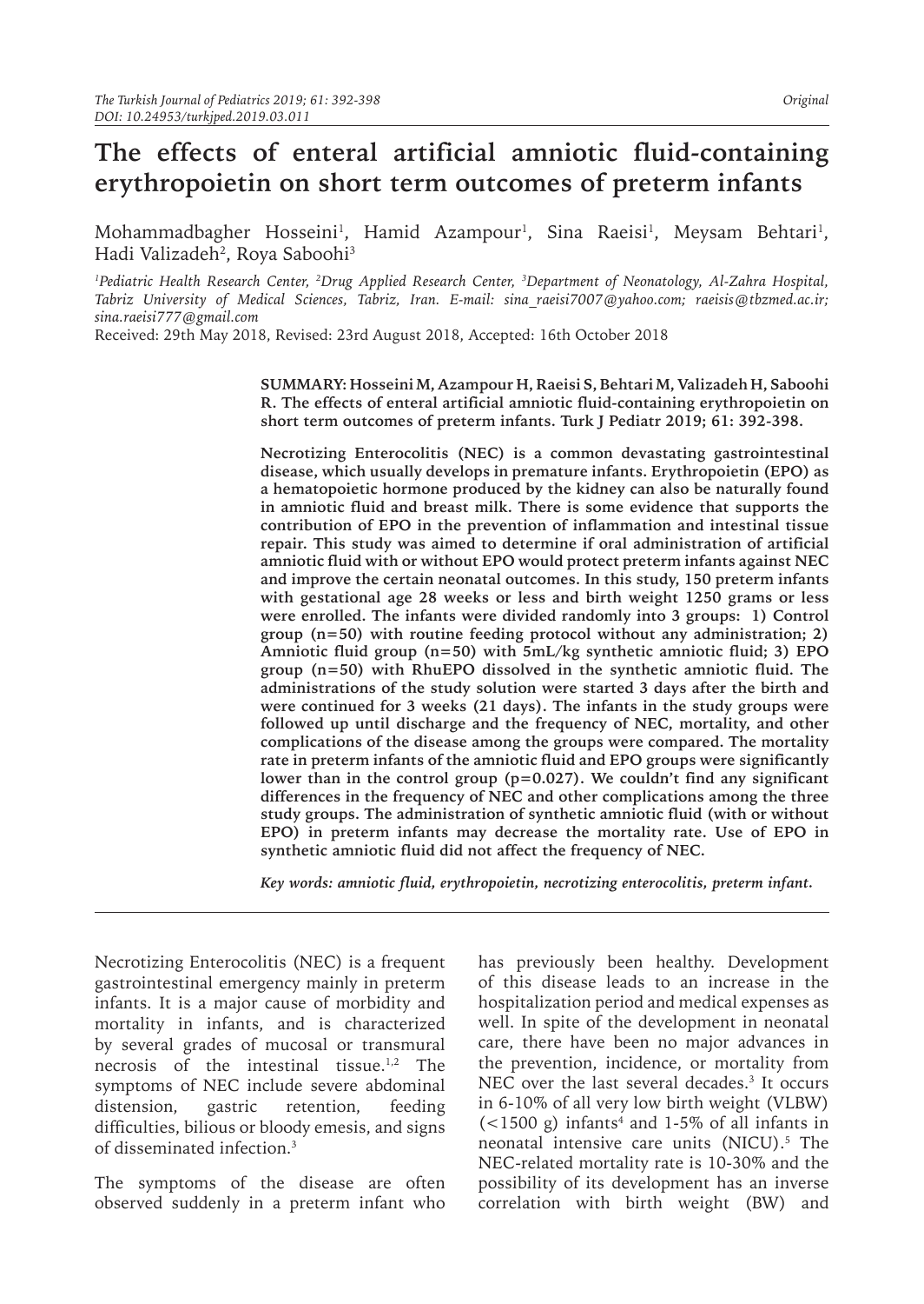# The effects of enteral artificial amniotic fluid-containing erythropoietin on short term outcomes of preterm infants

Mohammadbagher Hosseini[1], Hamid Azampour[1], Sina Raeisi[1], Meysam Behtari[1], Hadi Valizadeh[2], Roya Saboohi[3]

[1]Pediatric Health Research Center, [2]Drug Applied Research Center, [3]Department of Neonatology, Al-Zahra Hospital, Tabriz University of Medical Sciences, Tabriz, Iran. E-mail: sina_raeisi7007@yahoo.com; raeisis@tbzmed.ac.ir; sina.raeisi777@gmail.com

Received: 29th May 2018, Revised: 23rd August 2018, Accepted: 16th October 2018

**SUMMARY: Hosseini M, Azampour H, Raeisi S, Behtari M, Valizadeh H, Saboohi R. The effects of enteral artificial amniotic fluid-containing erythropoietin on short term outcomes of preterm infants. Turk J Pediatr 2019; 61: 392-398.**

**Necrotizing Enterocolitis (NEC) is a common devastating gastrointestinal disease, which usually develops in premature infants. Erythropoietin (EPO) as a hematopoietic hormone produced by the kidney can also be naturally found in amniotic fluid and breast milk. There is some evidence that supports the contribution of EPO in the prevention of inflammation and intestinal tissue repair. This study was aimed to determine if oral administration of artificial amniotic fluid with or without EPO would protect preterm infants against NEC and improve the certain neonatal outcomes. In this study, 150 preterm infants with gestational age 28 weeks or less and birth weight 1250 grams or less were enrolled. The infants were divided randomly into 3 groups: 1) Control group (n=50) with routine feeding protocol without any administration; 2) Amniotic fluid group (n=50) with 5mL/kg synthetic amniotic fluid; 3) EPO group (n=50) with RhuEPO dissolved in the synthetic amniotic fluid. The administrations of the study solution were started 3 days after the birth and were continued for 3 weeks (21 days). The infants in the study groups were followed up until discharge and the frequency of NEC, mortality, and other complications of the disease among the groups were compared. The mortality rate in preterm infants of the amniotic fluid and EPO groups were significantly lower than in the control group (p=0.027). We couldn't find any significant differences in the frequency of NEC and other complications among the three study groups. The administration of synthetic amniotic fluid (with or without EPO) in preterm infants may decrease the mortality rate. Use of EPO in synthetic amniotic fluid did not affect the frequency of NEC.**

***Key words: amniotic fluid, erythropoietin, necrotizing enterocolitis, preterm infant.***

---

Necrotizing Enterocolitis (NEC) is a frequent gastrointestinal emergency mainly in preterm infants. It is a major cause of morbidity and mortality in infants, and is characterized by several grades of mucosal or transmural necrosis of the intestinal tissue.[1,2] The symptoms of NEC include severe abdominal distension, gastric retention, feeding difficulties, bilious or bloody emesis, and signs of disseminated infection.[3]

The symptoms of the disease are often observed suddenly in a preterm infant who has previously been healthy. Development of this disease leads to an increase in the hospitalization period and medical expenses as well. In spite of the development in neonatal care, there have been no major advances in the prevention, incidence, or mortality from NEC over the last several decades.[3] It occurs in 6-10% of all very low birth weight (VLBW) (<1500 g) infants[4] and 1-5% of all infants in neonatal intensive care units (NICU).[5] The NEC-related mortality rate is 10-30% and the possibility of its development has an inverse correlation with birth weight (BW) and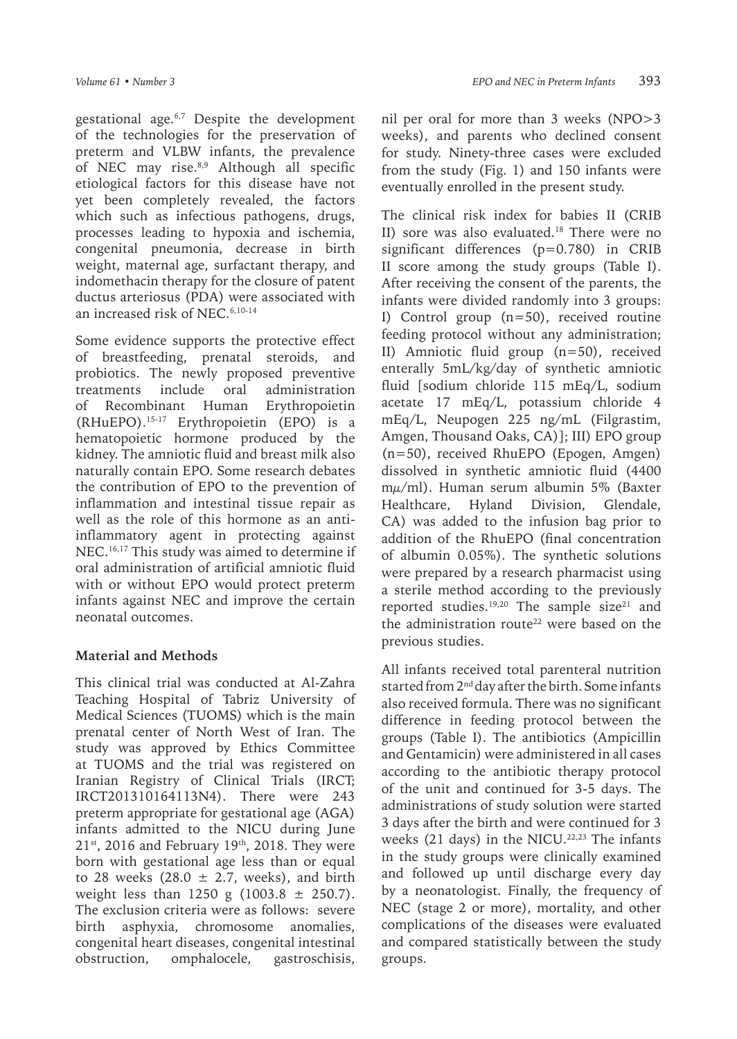gestational age.[6,7] Despite the development of the technologies for the preservation of preterm and VLBW infants, the prevalence of NEC may rise.[8,9] Although all specific etiological factors for this disease have not yet been completely revealed, the factors which such as infectious pathogens, drugs, processes leading to hypoxia and ischemia, congenital pneumonia, decrease in birth weight, maternal age, surfactant therapy, and indomethacin therapy for the closure of patent ductus arteriosus (PDA) were associated with an increased risk of NEC.[6,10-14]

Some evidence supports the protective effect of breastfeeding, prenatal steroids, and probiotics. The newly proposed preventive treatments include oral administration of Recombinant Human Erythropoietin (RHuEPO).[15-17] Erythropoietin (EPO) is a hematopoietic hormone produced by the kidney. The amniotic fluid and breast milk also naturally contain EPO. Some research debates the contribution of EPO to the prevention of inflammation and intestinal tissue repair as well as the role of this hormone as an anti-inflammatory agent in protecting against NEC.[16,17] This study was aimed to determine if oral administration of artificial amniotic fluid with or without EPO would protect preterm infants against NEC and improve the certain neonatal outcomes.

## Material and Methods

This clinical trial was conducted at Al-Zahra Teaching Hospital of Tabriz University of Medical Sciences (TUOMS) which is the main prenatal center of North West of Iran. The study was approved by Ethics Committee at TUOMS and the trial was registered on Iranian Registry of Clinical Trials (IRCT; IRCT201310164113N4). There were 243 preterm appropriate for gestational age (AGA) infants admitted to the NICU during June 21st, 2016 and February 19th, 2018. They were born with gestational age less than or equal to 28 weeks ($28.0 \pm 2.7$, weeks), and birth weight less than 1250 g ($1003.8 \pm 250.7$). The exclusion criteria were as follows: severe birth asphyxia, chromosome anomalies, congenital heart diseases, congenital intestinal obstruction, omphalocele, gastroschisis, nil per oral for more than 3 weeks (NPO>3 weeks), and parents who declined consent for study. Ninety-three cases were excluded from the study (Fig. 1) and 150 infants were eventually enrolled in the present study.

The clinical risk index for babies II (CRIB II) sore was also evaluated.[18] There were no significant differences ($p=0.780$) in CRIB II score among the study groups (Table I). After receiving the consent of the parents, the infants were divided randomly into 3 groups: I) Control group (n=50), received routine feeding protocol without any administration; II) Amniotic fluid group (n=50), received enterally 5mL/kg/day of synthetic amniotic fluid [sodium chloride 115 mEq/L, sodium acetate 17 mEq/L, potassium chloride 4 mEq/L, Neupogen 225 ng/mL (Filgrastim, Amgen, Thousand Oaks, CA)]; III) EPO group (n=50), received RhuEPO (Epogen, Amgen) dissolved in synthetic amniotic fluid (4400 m$\mu$/ml). Human serum albumin 5% (Baxter Healthcare, Hyland Division, Glendale, CA) was added to the infusion bag prior to addition of the RhuEPO (final concentration of albumin 0.05%). The synthetic solutions were prepared by a research pharmacist using a sterile method according to the previously reported studies.[19,20] The sample size[21] and the administration route[22] were based on the previous studies.

All infants received total parenteral nutrition started from 2nd day after the birth. Some infants also received formula. There was no significant difference in feeding protocol between the groups (Table I). The antibiotics (Ampicillin and Gentamicin) were administered in all cases according to the antibiotic therapy protocol of the unit and continued for 3-5 days. The administrations of study solution were started 3 days after the birth and were continued for 3 weeks (21 days) in the NICU.[22,23] The infants in the study groups were clinically examined and followed up until discharge every day by a neonatologist. Finally, the frequency of NEC (stage 2 or more), mortality, and other complications of the diseases were evaluated and compared statistically between the study groups.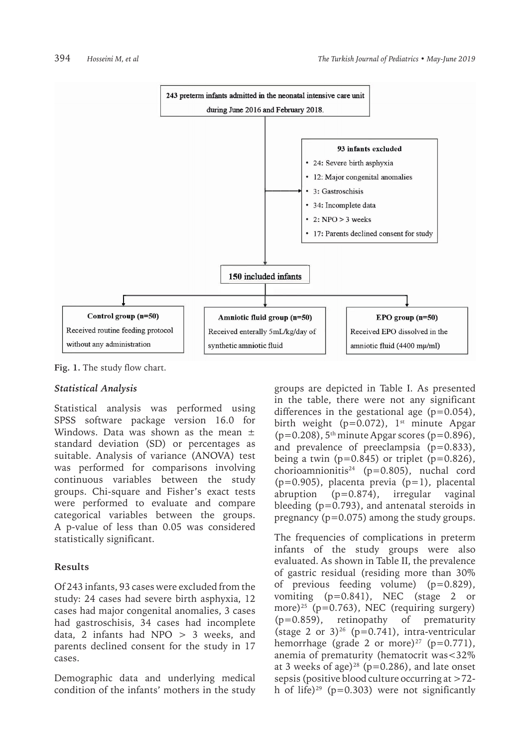243 preterm infants admitted in the neonatal intensive care unit during June 2016 and February 2018.

**93 infants excluded**

- 24: Severe birth asphyxia
- 12: Major congenital anomalies
- 3: Gastroschisis
- 34: Incomplete data
- 2: NPO > 3 weeks
- 17: Parents declined consent for study

**150 included infants**

| Control group (n=50) | Amniotic fluid group (n=50) | EPO group (n=50) |
|---|---|---|
| Received routine feeding protocol without any administration | Received enterally 5mL/kg/day of synthetic amniotic fluid | Received EPO dissolved in the amniotic fluid (4400 mμ/ml) |

**Fig. 1.** The study flow chart.

### *Statistical Analysis*

Statistical analysis was performed using SPSS software package version 16.0 for Windows. Data was shown as the mean ± standard deviation (SD) or percentages as suitable. Analysis of variance (ANOVA) test was performed for comparisons involving continuous variables between the study groups. Chi-square and Fisher's exact tests were performed to evaluate and compare categorical variables between the groups. A p-value of less than 0.05 was considered statistically significant.

## Results

Of 243 infants, 93 cases were excluded from the study: 24 cases had severe birth asphyxia, 12 cases had major congenital anomalies, 3 cases had gastroschisis, 34 cases had incomplete data, 2 infants had NPO > 3 weeks, and parents declined consent for the study in 17 cases.

Demographic data and underlying medical condition of the infants' mothers in the study groups are depicted in Table I. As presented in the table, there were not any significant differences in the gestational age (p=0.054), birth weight (p=0.072), 1st minute Apgar (p=0.208), 5th minute Apgar scores (p=0.896), and prevalence of preeclampsia (p=0.833), being a twin (p=0.845) or triplet (p=0.826), chorioamnionitis[24] (p=0.805), nuchal cord (p=0.905), placenta previa (p=1), placental abruption (p=0.874), irregular vaginal bleeding (p=0.793), and antenatal steroids in pregnancy (p=0.075) among the study groups.

The frequencies of complications in preterm infants of the study groups were also evaluated. As shown in Table II, the prevalence of gastric residual (residing more than 30% of previous feeding volume) (p=0.829), vomiting (p=0.841), NEC (stage 2 or more)[25] (p=0.763), NEC (requiring surgery) (p=0.859), retinopathy of prematurity (stage 2 or 3)[26] (p=0.741), intra-ventricular hemorrhage (grade 2 or more)[27] (p=0.771), anemia of prematurity (hematocrit was<32% at 3 weeks of age)[28] (p=0.286), and late onset sepsis (positive blood culture occurring at >72-h of life)[29] (p=0.303) were not significantly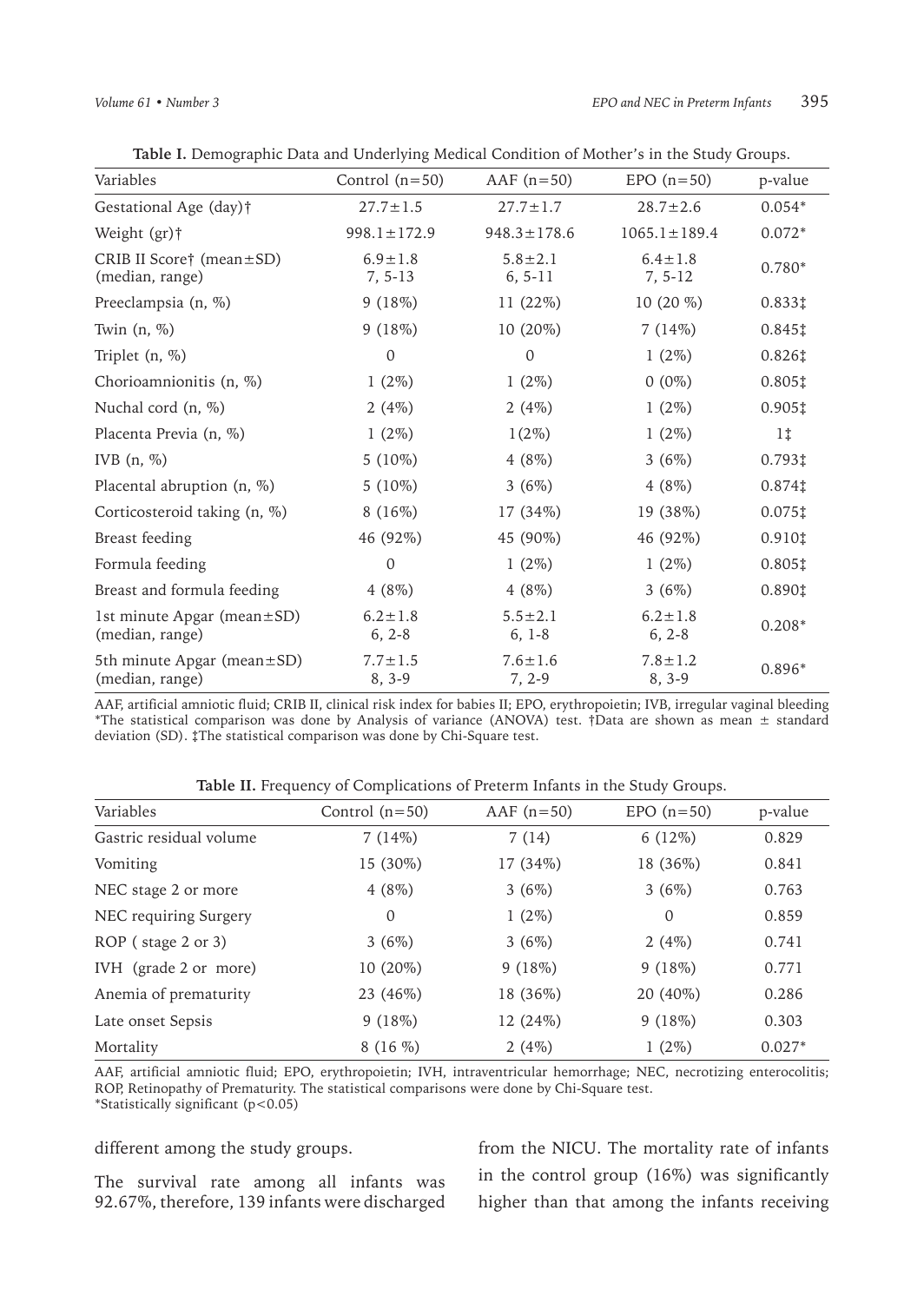**Table I.** Demographic Data and Underlying Medical Condition of Mother's in the Study Groups.

| Variables | Control (n=50) | AAF (n=50) | EPO (n=50) | p-value |
|---|---|---|---|---|
| Gestational Age (day)† | 27.7±1.5 | 27.7±1.7 | 28.7±2.6 | 0.054* |
| Weight (gr)† | 998.1±172.9 | 948.3±178.6 | 1065.1±189.4 | 0.072* |
| CRIB II Score† (mean±SD) (median, range) | 6.9±1.8<br>7, 5-13 | 5.8±2.1<br>6, 5-11 | 6.4±1.8<br>7, 5-12 | 0.780* |
| Preeclampsia (n, %) | 9 (18%) | 11 (22%) | 10 (20 %) | 0.833‡ |
| Twin (n, %) | 9 (18%) | 10 (20%) | 7 (14%) | 0.845‡ |
| Triplet (n, %) | 0 | 0 | 1 (2%) | 0.826‡ |
| Chorioamnionitis (n, %) | 1 (2%) | 1 (2%) | 0 (0%) | 0.805‡ |
| Nuchal cord (n, %) | 2 (4%) | 2 (4%) | 1 (2%) | 0.905‡ |
| Placenta Previa (n, %) | 1 (2%) | 1(2%) | 1 (2%) | 1‡ |
| IVB (n, %) | 5 (10%) | 4 (8%) | 3 (6%) | 0.793‡ |
| Placental abruption (n, %) | 5 (10%) | 3 (6%) | 4 (8%) | 0.874‡ |
| Corticosteroid taking (n, %) | 8 (16%) | 17 (34%) | 19 (38%) | 0.075‡ |
| Breast feeding | 46 (92%) | 45 (90%) | 46 (92%) | 0.910‡ |
| Formula feeding | 0 | 1 (2%) | 1 (2%) | 0.805‡ |
| Breast and formula feeding | 4 (8%) | 4 (8%) | 3 (6%) | 0.890‡ |
| 1st minute Apgar (mean±SD) (median, range) | 6.2±1.8<br>6, 2-8 | 5.5±2.1<br>6, 1-8 | 6.2±1.8<br>6, 2-8 | 0.208* |
| 5th minute Apgar (mean±SD) (median, range) | 7.7±1.5<br>8, 3-9 | 7.6±1.6<br>7, 2-9 | 7.8±1.2<br>8, 3-9 | 0.896* |

AAF, artificial amniotic fluid; CRIB II, clinical risk index for babies II; EPO, erythropoietin; IVB, irregular vaginal bleeding
*The statistical comparison was done by Analysis of variance (ANOVA) test. †Data are shown as mean ± standard deviation (SD). ‡The statistical comparison was done by Chi-Square test.

**Table II.** Frequency of Complications of Preterm Infants in the Study Groups.

| Variables | Control (n=50) | AAF (n=50) | EPO (n=50) | p-value |
|---|---|---|---|---|
| Gastric residual volume | 7 (14%) | 7 (14) | 6 (12%) | 0.829 |
| Vomiting | 15 (30%) | 17 (34%) | 18 (36%) | 0.841 |
| NEC stage 2 or more | 4 (8%) | 3 (6%) | 3 (6%) | 0.763 |
| NEC requiring Surgery | 0 | 1 (2%) | 0 | 0.859 |
| ROP ( stage 2 or 3) | 3 (6%) | 3 (6%) | 2 (4%) | 0.741 |
| IVH (grade 2 or more) | 10 (20%) | 9 (18%) | 9 (18%) | 0.771 |
| Anemia of prematurity | 23 (46%) | 18 (36%) | 20 (40%) | 0.286 |
| Late onset Sepsis | 9 (18%) | 12 (24%) | 9 (18%) | 0.303 |
| Mortality | 8 (16 %) | 2 (4%) | 1 (2%) | 0.027* |

AAF, artificial amniotic fluid; EPO, erythropoietin; IVH, intraventricular hemorrhage; NEC, necrotizing enterocolitis; ROP, Retinopathy of Prematurity. The statistical comparisons were done by Chi-Square test.
*Statistically significant ($p<0.05$)

different among the study groups.

The survival rate among all infants was 92.67%, therefore, 139 infants were discharged from the NICU. The mortality rate of infants in the control group (16%) was significantly higher than that among the infants receiving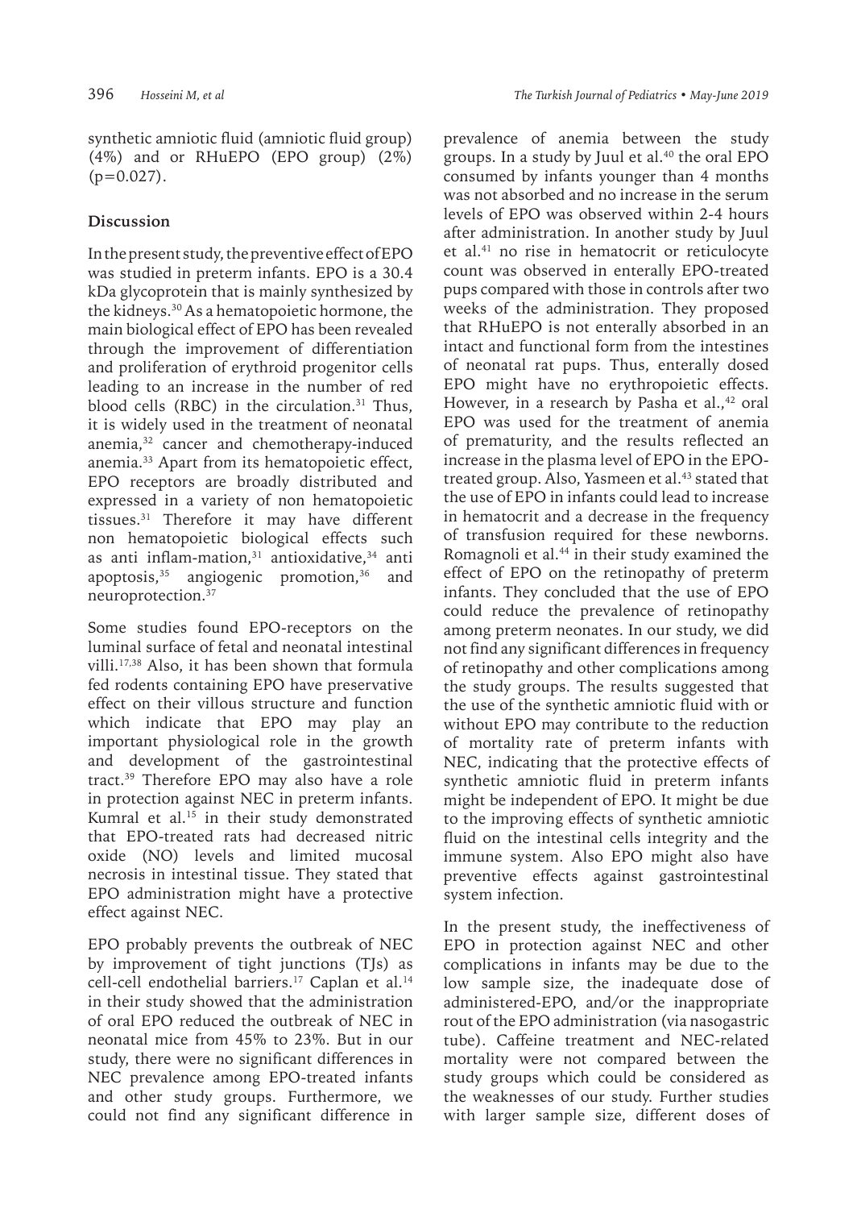synthetic amniotic fluid (amniotic fluid group) (4%) and or RHuEPO (EPO group) (2%) (p=0.027).

## Discussion

In the present study, the preventive effect of EPO was studied in preterm infants. EPO is a 30.4 kDa glycoprotein that is mainly synthesized by the kidneys.[30] As a hematopoietic hormone, the main biological effect of EPO has been revealed through the improvement of differentiation and proliferation of erythroid progenitor cells leading to an increase in the number of red blood cells (RBC) in the circulation.[31] Thus, it is widely used in the treatment of neonatal anemia,[32] cancer and chemotherapy-induced anemia.[33] Apart from its hematopoietic effect, EPO receptors are broadly distributed and expressed in a variety of non hematopoietic tissues.[31] Therefore it may have different non hematopoietic biological effects such as anti inflam-mation,[31] antioxidative,[34] anti apoptosis,[35] angiogenic promotion,[36] and neuroprotection.[37]

Some studies found EPO-receptors on the luminal surface of fetal and neonatal intestinal villi.[17,38] Also, it has been shown that formula fed rodents containing EPO have preservative effect on their villous structure and function which indicate that EPO may play an important physiological role in the growth and development of the gastrointestinal tract.[39] Therefore EPO may also have a role in protection against NEC in preterm infants. Kumral et al.[15] in their study demonstrated that EPO-treated rats had decreased nitric oxide (NO) levels and limited mucosal necrosis in intestinal tissue. They stated that EPO administration might have a protective effect against NEC.

EPO probably prevents the outbreak of NEC by improvement of tight junctions (TJs) as cell-cell endothelial barriers.[17] Caplan et al.[14] in their study showed that the administration of oral EPO reduced the outbreak of NEC in neonatal mice from 45% to 23%. But in our study, there were no significant differences in NEC prevalence among EPO-treated infants and other study groups. Furthermore, we could not find any significant difference in prevalence of anemia between the study groups. In a study by Juul et al.[40] the oral EPO consumed by infants younger than 4 months was not absorbed and no increase in the serum levels of EPO was observed within 2-4 hours after administration. In another study by Juul et al.[41] no rise in hematocrit or reticulocyte count was observed in enterally EPO-treated pups compared with those in controls after two weeks of the administration. They proposed that RHuEPO is not enterally absorbed in an intact and functional form from the intestines of neonatal rat pups. Thus, enterally dosed EPO might have no erythropoietic effects. However, in a research by Pasha et al.,[42] oral EPO was used for the treatment of anemia of prematurity, and the results reflected an increase in the plasma level of EPO in the EPO-treated group. Also, Yasmeen et al.[43] stated that the use of EPO in infants could lead to increase in hematocrit and a decrease in the frequency of transfusion required for these newborns. Romagnoli et al.[44] in their study examined the effect of EPO on the retinopathy of preterm infants. They concluded that the use of EPO could reduce the prevalence of retinopathy among preterm neonates. In our study, we did not find any significant differences in frequency of retinopathy and other complications among the study groups. The results suggested that the use of the synthetic amniotic fluid with or without EPO may contribute to the reduction of mortality rate of preterm infants with NEC, indicating that the protective effects of synthetic amniotic fluid in preterm infants might be independent of EPO. It might be due to the improving effects of synthetic amniotic fluid on the intestinal cells integrity and the immune system. Also EPO might also have preventive effects against gastrointestinal system infection.

In the present study, the ineffectiveness of EPO in protection against NEC and other complications in infants may be due to the low sample size, the inadequate dose of administered-EPO, and/or the inappropriate rout of the EPO administration (via nasogastric tube). Caffeine treatment and NEC-related mortality were not compared between the study groups which could be considered as the weaknesses of our study. Further studies with larger sample size, different doses of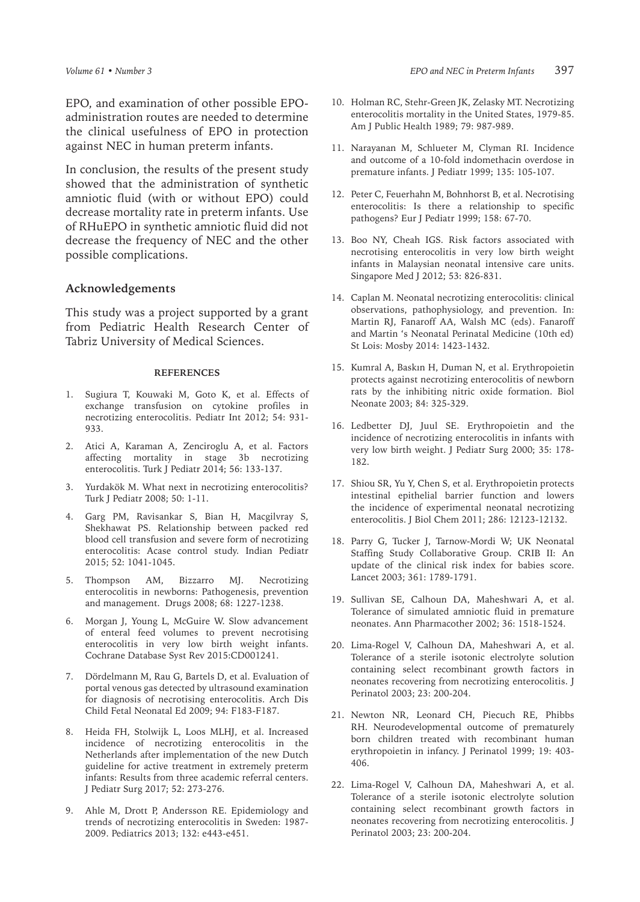EPO, and examination of other possible EPO-administration routes are needed to determine the clinical usefulness of EPO in protection against NEC in human preterm infants.

In conclusion, the results of the present study showed that the administration of synthetic amniotic fluid (with or without EPO) could decrease mortality rate in preterm infants. Use of RHuEPO in synthetic amniotic fluid did not decrease the frequency of NEC and the other possible complications.

## Acknowledgements

This study was a project supported by a grant from Pediatric Health Research Center of Tabriz University of Medical Sciences.

## REFERENCES

1. Sugiura T, Kouwaki M, Goto K, et al. Effects of exchange transfusion on cytokine profiles in necrotizing enterocolitis. Pediatr Int 2012; 54: 931-933.
2. Atici A, Karaman A, Zenciroglu A, et al. Factors affecting mortality in stage 3b necrotizing enterocolitis. Turk J Pediatr 2014; 56: 133-137.
3. Yurdakök M. What next in necrotizing enterocolitis? Turk J Pediatr 2008; 50: 1-11.
4. Garg PM, Ravisankar S, Bian H, Macgilvray S, Shekhawat PS. Relationship between packed red blood cell transfusion and severe form of necrotizing enterocolitis: Acase control study. Indian Pediatr 2015; 52: 1041-1045.
5. Thompson AM, Bizzarro MJ. Necrotizing enterocolitis in newborns: Pathogenesis, prevention and management. Drugs 2008; 68: 1227-1238.
6. Morgan J, Young L, McGuire W. Slow advancement of enteral feed volumes to prevent necrotising enterocolitis in very low birth weight infants. Cochrane Database Syst Rev 2015:CD001241.
7. Dördelmann M, Rau G, Bartels D, et al. Evaluation of portal venous gas detected by ultrasound examination for diagnosis of necrotising enterocolitis. Arch Dis Child Fetal Neonatal Ed 2009; 94: F183-F187.
8. Heida FH, Stolwijk L, Loos MLHJ, et al. Increased incidence of necrotizing enterocolitis in the Netherlands after implementation of the new Dutch guideline for active treatment in extremely preterm infants: Results from three academic referral centers. J Pediatr Surg 2017; 52: 273-276.
9. Ahle M, Drott P, Andersson RE. Epidemiology and trends of necrotizing enterocolitis in Sweden: 1987-2009. Pediatrics 2013; 132: e443-e451.
10. Holman RC, Stehr-Green JK, Zelasky MT. Necrotizing enterocolitis mortality in the United States, 1979-85. Am J Public Health 1989; 79: 987-989.
11. Narayanan M, Schlueter M, Clyman RI. Incidence and outcome of a 10-fold indomethacin overdose in premature infants. J Pediatr 1999; 135: 105-107.
12. Peter C, Feuerhahn M, Bohnhorst B, et al. Necrotising enterocolitis: Is there a relationship to specific pathogens? Eur J Pediatr 1999; 158: 67-70.
13. Boo NY, Cheah IGS. Risk factors associated with necrotising enterocolitis in very low birth weight infants in Malaysian neonatal intensive care units. Singapore Med J 2012; 53: 826-831.
14. Caplan M. Neonatal necrotizing enterocolitis: clinical observations, pathophysiology, and prevention. In: Martin RJ, Fanaroff AA, Walsh MC (eds). Fanaroff and Martin 's Neonatal Perinatal Medicine (10th ed) St Lois: Mosby 2014: 1423-1432.
15. Kumral A, Baskın H, Duman N, et al. Erythropoietin protects against necrotizing enterocolitis of newborn rats by the inhibiting nitric oxide formation. Biol Neonate 2003; 84: 325-329.
16. Ledbetter DJ, Juul SE. Erythropoietin and the incidence of necrotizing enterocolitis in infants with very low birth weight. J Pediatr Surg 2000; 35: 178-182.
17. Shiou SR, Yu Y, Chen S, et al. Erythropoietin protects intestinal epithelial barrier function and lowers the incidence of experimental neonatal necrotizing enterocolitis. J Biol Chem 2011; 286: 12123-12132.
18. Parry G, Tucker J, Tarnow-Mordi W; UK Neonatal Staffing Study Collaborative Group. CRIB II: An update of the clinical risk index for babies score. Lancet 2003; 361: 1789-1791.
19. Sullivan SE, Calhoun DA, Maheshwari A, et al. Tolerance of simulated amniotic fluid in premature neonates. Ann Pharmacother 2002; 36: 1518-1524.
20. Lima-Rogel V, Calhoun DA, Maheshwari A, et al. Tolerance of a sterile isotonic electrolyte solution containing select recombinant growth factors in neonates recovering from necrotizing enterocolitis. J Perinatol 2003; 23: 200-204.
21. Newton NR, Leonard CH, Piecuch RE, Phibbs RH. Neurodevelopmental outcome of prematurely born children treated with recombinant human erythropoietin in infancy. J Perinatol 1999; 19: 403-406.
22. Lima-Rogel V, Calhoun DA, Maheshwari A, et al. Tolerance of a sterile isotonic electrolyte solution containing select recombinant growth factors in neonates recovering from necrotizing enterocolitis. J Perinatol 2003; 23: 200-204.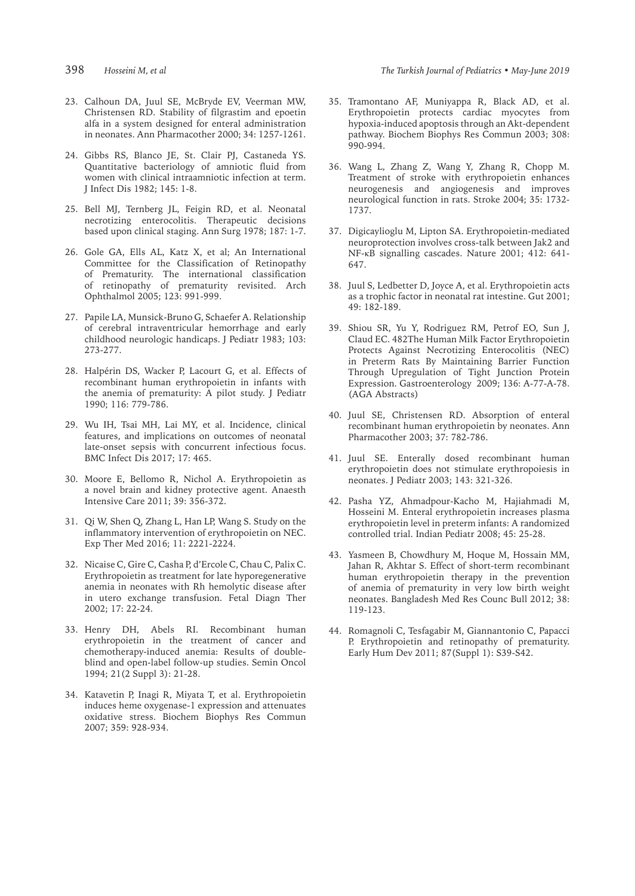23. Calhoun DA, Juul SE, McBryde EV, Veerman MW, Christensen RD. Stability of filgrastim and epoetin alfa in a system designed for enteral administration in neonates. Ann Pharmacother 2000; 34: 1257-1261.

24. Gibbs RS, Blanco JE, St. Clair PJ, Castaneda YS. Quantitative bacteriology of amniotic fluid from women with clinical intraamniotic infection at term. J Infect Dis 1982; 145: 1-8.

25. Bell MJ, Ternberg JL, Feigin RD, et al. Neonatal necrotizing enterocolitis. Therapeutic decisions based upon clinical staging. Ann Surg 1978; 187: 1-7.

26. Gole GA, Ells AL, Katz X, et al; An International Committee for the Classification of Retinopathy of Prematurity. The international classification of retinopathy of prematurity revisited. Arch Ophthalmol 2005; 123: 991-999.

27. Papile LA, Munsick-Bruno G, Schaefer A. Relationship of cerebral intraventricular hemorrhage and early childhood neurologic handicaps. J Pediatr 1983; 103: 273-277.

28. Halpérin DS, Wacker P, Lacourt G, et al. Effects of recombinant human erythropoietin in infants with the anemia of prematurity: A pilot study. J Pediatr 1990; 116: 779-786.

29. Wu IH, Tsai MH, Lai MY, et al. Incidence, clinical features, and implications on outcomes of neonatal late-onset sepsis with concurrent infectious focus. BMC Infect Dis 2017; 17: 465.

30. Moore E, Bellomo R, Nichol A. Erythropoietin as a novel brain and kidney protective agent. Anaesth Intensive Care 2011; 39: 356-372.

31. Qi W, Shen Q, Zhang L, Han LP, Wang S. Study on the inflammatory intervention of erythropoietin on NEC. Exp Ther Med 2016; 11: 2221-2224.

32. Nicaise C, Gire C, Casha P, d'Ercole C, Chau C, Palix C. Erythropoietin as treatment for late hyporegenerative anemia in neonates with Rh hemolytic disease after in utero exchange transfusion. Fetal Diagn Ther 2002; 17: 22-24.

33. Henry DH, Abels RI. Recombinant human erythropoietin in the treatment of cancer and chemotherapy-induced anemia: Results of double-blind and open-label follow-up studies. Semin Oncol 1994; 21(2 Suppl 3): 21-28.

34. Katavetin P, Inagi R, Miyata T, et al. Erythropoietin induces heme oxygenase-1 expression and attenuates oxidative stress. Biochem Biophys Res Commun 2007; 359: 928-934.

35. Tramontano AF, Muniyappa R, Black AD, et al. Erythropoietin protects cardiac myocytes from hypoxia-induced apoptosis through an Akt-dependent pathway. Biochem Biophys Res Commun 2003; 308: 990-994.

36. Wang L, Zhang Z, Wang Y, Zhang R, Chopp M. Treatment of stroke with erythropoietin enhances neurogenesis and angiogenesis and improves neurological function in rats. Stroke 2004; 35: 1732-1737.

37. Digicaylioglu M, Lipton SA. Erythropoietin-mediated neuroprotection involves cross-talk between Jak2 and NF-κB signalling cascades. Nature 2001; 412: 641-647.

38. Juul S, Ledbetter D, Joyce A, et al. Erythropoietin acts as a trophic factor in neonatal rat intestine. Gut 2001; 49: 182-189.

39. Shiou SR, Yu Y, Rodriguez RM, Petrof EO, Sun J, Claud EC. 482The Human Milk Factor Erythropoietin Protects Against Necrotizing Enterocolitis (NEC) in Preterm Rats By Maintaining Barrier Function Through Upregulation of Tight Junction Protein Expression. Gastroenterology 2009; 136: A-77-A-78. (AGA Abstracts)

40. Juul SE, Christensen RD. Absorption of enteral recombinant human erythropoietin by neonates. Ann Pharmacother 2003; 37: 782-786.

41. Juul SE. Enterally dosed recombinant human erythropoietin does not stimulate erythropoiesis in neonates. J Pediatr 2003; 143: 321-326.

42. Pasha YZ, Ahmadpour-Kacho M, Hajiahmadi M, Hosseini M. Enteral erythropoietin increases plasma erythropoietin level in preterm infants: A randomized controlled trial. Indian Pediatr 2008; 45: 25-28.

43. Yasmeen B, Chowdhury M, Hoque M, Hossain MM, Jahan R, Akhtar S. Effect of short-term recombinant human erythropoietin therapy in the prevention of anemia of prematurity in very low birth weight neonates. Bangladesh Med Res Counc Bull 2012; 38: 119-123.

44. Romagnoli C, Tesfagabir M, Giannantonio C, Papacci P. Erythropoietin and retinopathy of prematurity. Early Hum Dev 2011; 87(Suppl 1): S39-S42.